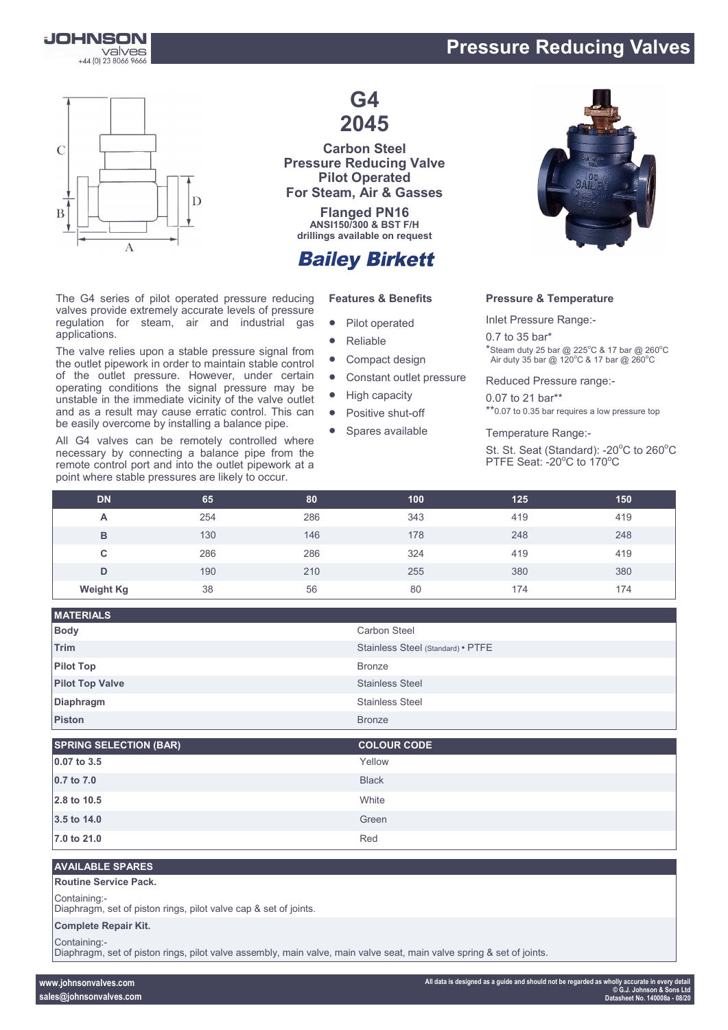# Pressure Reducing Valves

## G4 2045

**Carbon Steel Pressure Reducing Valve Pilot Operated For Steam, Air & Gasses**

**Flanged PN16**
**ANSI150/300 & BST F/H drillings available on request**

**Bailey Birkett**

The G4 series of pilot operated pressure reducing valves provide extremely accurate levels of pressure regulation for steam, air and industrial gas applications.

The valve relies upon a stable pressure signal from the outlet pipework in order to maintain stable control of the outlet pressure. However, under certain operating conditions the signal pressure may be unstable in the immediate vicinity of the valve outlet and as a result may cause erratic control. This can be easily overcome by installing a balance pipe.

All G4 valves can be remotely controlled where necessary by connecting a balance pipe from the remote control port and into the outlet pipework at a point where stable pressures are likely to occur.

### Features & Benefits

- Pilot operated
- Reliable
- Compact design
- Constant outlet pressure
- High capacity
- Positive shut-off
- Spares available

### Pressure & Temperature

Inlet Pressure Range:-

0.7 to 35 bar*

*Steam duty 25 bar @ 225°C & 17 bar @ 260°C
Air duty 35 bar @ 120°C & 17 bar @ 260°C

Reduced Pressure range:-

0.07 to 21 bar**

**0.07 to 0.35 bar requires a low pressure top

Temperature Range:-

St. St. Seat (Standard): -20°C to 260°C
PTFE Seat: -20°C to 170°C

| DN | 65 | 80 | 100 | 125 | 150 |
|---|---|---|---|---|---|
| A | 254 | 286 | 343 | 419 | 419 |
| B | 130 | 146 | 178 | 248 | 248 |
| C | 286 | 286 | 324 | 419 | 419 |
| D | 190 | 210 | 255 | 380 | 380 |
| Weight Kg | 38 | 56 | 80 | 174 | 174 |

| MATERIALS | |
|---|---|
| **Body** | Carbon Steel |
| **Trim** | Stainless Steel (Standard) • PTFE |
| **Pilot Top** | Bronze |
| **Pilot Top Valve** | Stainless Steel |
| **Diaphragm** | Stainless Steel |
| **Piston** | Bronze |

| SPRING SELECTION (BAR) | COLOUR CODE |
|---|---|
| **0.07 to 3.5** | Yellow |
| **0.7 to 7.0** | Black |
| **2.8 to 10.5** | White |
| **3.5 to 14.0** | Green |
| **7.0 to 21.0** | Red |

### AVAILABLE SPARES

**Routine Service Pack.**

Containing:-
Diaphragm, set of piston rings, pilot valve cap & set of joints.

**Complete Repair Kit.**

Containing:-
Diaphragm, set of piston rings, pilot valve assembly, main valve, main valve seat, main valve spring & set of joints.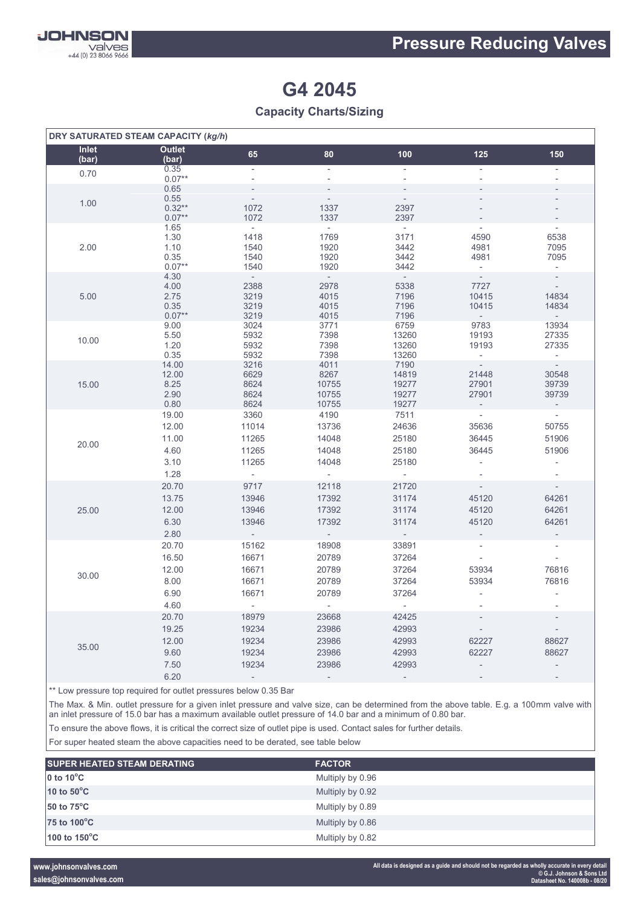# G4 2045

## Capacity Charts/Sizing

| DRY SATURATED STEAM CAPACITY (*kg/h*) | | | | | | |
|---|---|---|---|---|---|---|
| **Inlet (bar)** | **Outlet (bar)** | **65** | **80** | **100** | **125** | **150** |
| 0.70 | 0.35 | - | - | - | - | - |
| | 0.07** | - | - | - | - | - |
| 1.00 | 0.65 | - | - | - | - | - |
| | 0.55 | - | - | - | - | - |
| | 0.32** | 1072 | 1337 | 2397 | - | - |
| | 0.07** | 1072 | 1337 | 2397 | - | - |
| 2.00 | 1.65 | - | - | - | - | - |
| | 1.30 | 1418 | 1769 | 3171 | 4590 | 6538 |
| | 1.10 | 1540 | 1920 | 3442 | 4981 | 7095 |
| | 0.35 | 1540 | 1920 | 3442 | 4981 | 7095 |
| | 0.07** | 1540 | 1920 | 3442 | - | - |
| 5.00 | 4.30 | - | - | - | - | - |
| | 4.00 | 2388 | 2978 | 5338 | 7727 | - |
| | 2.75 | 3219 | 4015 | 7196 | 10415 | 14834 |
| | 0.35 | 3219 | 4015 | 7196 | 10415 | 14834 |
| | 0.07** | 3219 | 4015 | 7196 | - | - |
| 10.00 | 9.00 | 3024 | 3771 | 6759 | 9783 | 13934 |
| | 5.50 | 5932 | 7398 | 13260 | 19193 | 27335 |
| | 1.20 | 5932 | 7398 | 13260 | 19193 | 27335 |
| | 0.35 | 5932 | 7398 | 13260 | - | - |
| 15.00 | 14.00 | 3216 | 4011 | 7190 | - | - |
| | 12.00 | 6629 | 8267 | 14819 | 21448 | 30548 |
| | 8.25 | 8624 | 10755 | 19277 | 27901 | 39739 |
| | 2.90 | 8624 | 10755 | 19277 | 27901 | 39739 |
| | 0.80 | 8624 | 10755 | 19277 | - | - |
| 20.00 | 19.00 | 3360 | 4190 | 7511 | - | - |
| | 12.00 | 11014 | 13736 | 24636 | 35636 | 50755 |
| | 11.00 | 11265 | 14048 | 25180 | 36445 | 51906 |
| | 4.60 | 11265 | 14048 | 25180 | 36445 | 51906 |
| | 3.10 | 11265 | 14048 | 25180 | - | - |
| | 1.28 | - | - | - | - | - |
| 25.00 | 20.70 | 9717 | 12118 | 21720 | - | - |
| | 13.75 | 13946 | 17392 | 31174 | 45120 | 64261 |
| | 12.00 | 13946 | 17392 | 31174 | 45120 | 64261 |
| | 6.30 | 13946 | 17392 | 31174 | 45120 | 64261 |
| | 2.80 | - | - | - | - | - |
| 30.00 | 20.70 | 15162 | 18908 | 33891 | - | - |
| | 16.50 | 16671 | 20789 | 37264 | - | - |
| | 12.00 | 16671 | 20789 | 37264 | 53934 | 76816 |
| | 8.00 | 16671 | 20789 | 37264 | 53934 | 76816 |
| | 6.90 | 16671 | 20789 | 37264 | - | - |
| | 4.60 | - | - | - | - | - |
| 35.00 | 20.70 | 18979 | 23668 | 42425 | - | - |
| | 19.25 | 19234 | 23986 | 42993 | - | - |
| | 12.00 | 19234 | 23986 | 42993 | 62227 | 88627 |
| | 9.60 | 19234 | 23986 | 42993 | 62227 | 88627 |
| | 7.50 | 19234 | 23986 | 42993 | - | - |
| | 6.20 | - | - | - | - | - |

** Low pressure top required for outlet pressures below 0.35 Bar

The Max. & Min. outlet pressure for a given inlet pressure and valve size, can be determined from the above table. E.g. a 100mm valve with an inlet pressure of 15.0 bar has a maximum available outlet pressure of 14.0 bar and a minimum of 0.80 bar.

To ensure the above flows, it is critical the correct size of outlet pipe is used. Contact sales for further details.

For super heated steam the above capacities need to be derated, see table below

| SUPER HEATED STEAM DERATING | FACTOR |
|---|---|
| **0 to 10°C** | Multiply by 0.96 |
| **10 to 50°C** | Multiply by 0.92 |
| **50 to 75°C** | Multiply by 0.89 |
| **75 to 100°C** | Multiply by 0.86 |
| **100 to 150°C** | Multiply by 0.82 |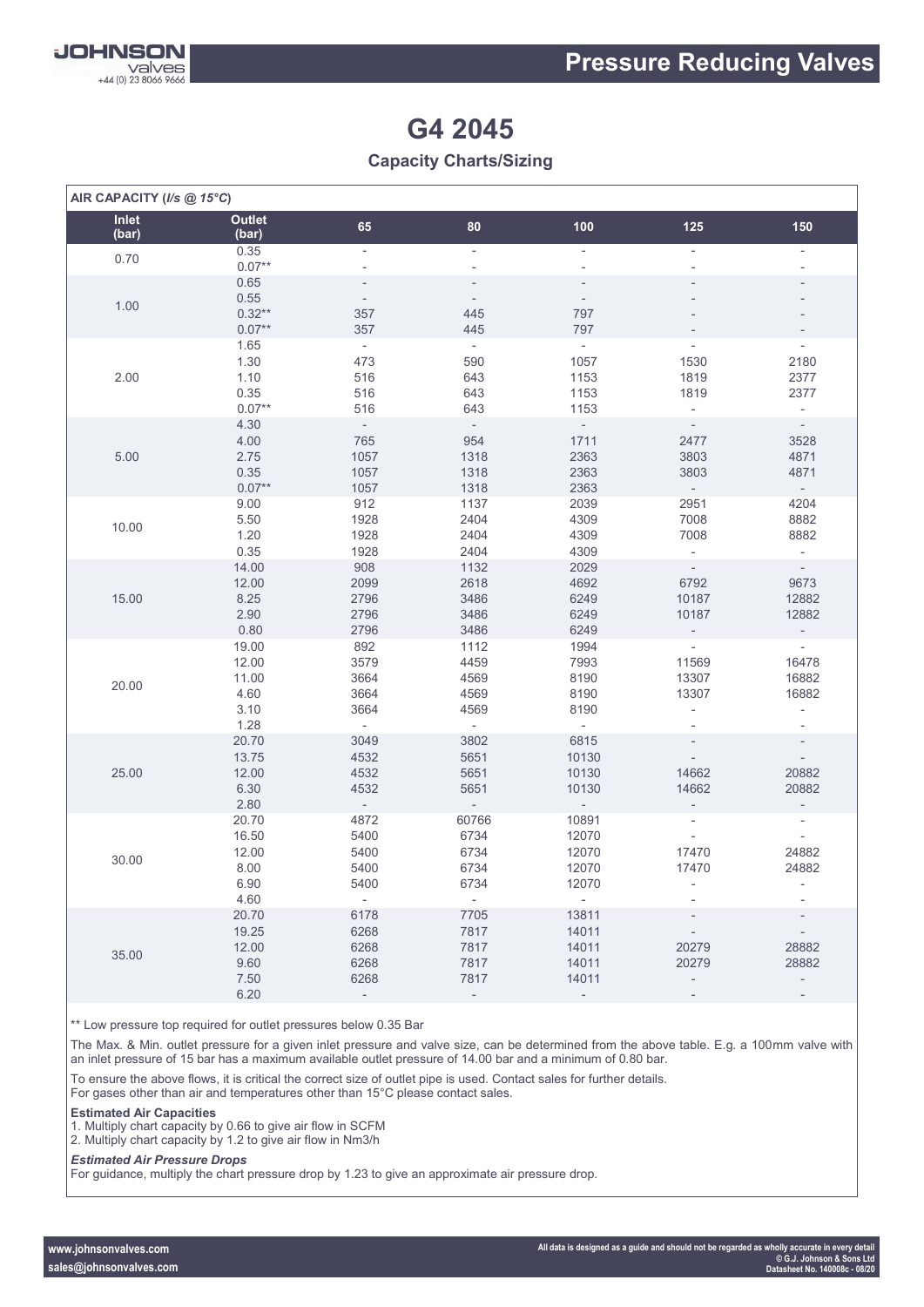# G4 2045

## Capacity Charts/Sizing

**AIR CAPACITY (*l/s @ 15°C*)**

| Inlet (bar) | Outlet (bar) | 65 | 80 | 100 | 125 | 150 |
|---|---|---|---|---|---|---|
| 0.70 | 0.35 | - | - | - | - | - |
| | 0.07** | - | - | - | - | - |
| 1.00 | 0.65 | - | - | - | - | - |
| | 0.55 | - | - | - | - | - |
| | 0.32** | 357 | 445 | 797 | - | - |
| | 0.07** | 357 | 445 | 797 | - | - |
| 2.00 | 1.65 | - | - | - | - | - |
| | 1.30 | 473 | 590 | 1057 | 1530 | 2180 |
| | 1.10 | 516 | 643 | 1153 | 1819 | 2377 |
| | 0.35 | 516 | 643 | 1153 | 1819 | 2377 |
| | 0.07** | 516 | 643 | 1153 | - | - |
| 5.00 | 4.30 | - | - | - | - | - |
| | 4.00 | 765 | 954 | 1711 | 2477 | 3528 |
| | 2.75 | 1057 | 1318 | 2363 | 3803 | 4871 |
| | 0.35 | 1057 | 1318 | 2363 | 3803 | 4871 |
| | 0.07** | 1057 | 1318 | 2363 | - | - |
| 10.00 | 9.00 | 912 | 1137 | 2039 | 2951 | 4204 |
| | 5.50 | 1928 | 2404 | 4309 | 7008 | 8882 |
| | 1.20 | 1928 | 2404 | 4309 | 7008 | 8882 |
| | 0.35 | 1928 | 2404 | 4309 | - | - |
| 15.00 | 14.00 | 908 | 1132 | 2029 | - | - |
| | 12.00 | 2099 | 2618 | 4692 | 6792 | 9673 |
| | 8.25 | 2796 | 3486 | 6249 | 10187 | 12882 |
| | 2.90 | 2796 | 3486 | 6249 | 10187 | 12882 |
| | 0.80 | 2796 | 3486 | 6249 | - | - |
| 20.00 | 19.00 | 892 | 1112 | 1994 | - | - |
| | 12.00 | 3579 | 4459 | 7993 | 11569 | 16478 |
| | 11.00 | 3664 | 4569 | 8190 | 13307 | 16882 |
| | 4.60 | 3664 | 4569 | 8190 | 13307 | 16882 |
| | 3.10 | 3664 | 4569 | 8190 | - | - |
| | 1.28 | - | - | - | - | - |
| 25.00 | 20.70 | 3049 | 3802 | 6815 | - | - |
| | 13.75 | 4532 | 5651 | 10130 | - | - |
| | 12.00 | 4532 | 5651 | 10130 | 14662 | 20882 |
| | 6.30 | 4532 | 5651 | 10130 | 14662 | 20882 |
| | 2.80 | - | - | - | - | - |
| 30.00 | 20.70 | 4872 | 60766 | 10891 | - | - |
| | 16.50 | 5400 | 6734 | 12070 | - | - |
| | 12.00 | 5400 | 6734 | 12070 | 17470 | 24882 |
| | 8.00 | 5400 | 6734 | 12070 | 17470 | 24882 |
| | 6.90 | 5400 | 6734 | 12070 | - | - |
| | 4.60 | - | - | - | - | - |
| 35.00 | 20.70 | 6178 | 7705 | 13811 | - | - |
| | 19.25 | 6268 | 7817 | 14011 | - | - |
| | 12.00 | 6268 | 7817 | 14011 | 20279 | 28882 |
| | 9.60 | 6268 | 7817 | 14011 | 20279 | 28882 |
| | 7.50 | 6268 | 7817 | 14011 | - | - |
| | 6.20 | - | - | - | - | - |

** Low pressure top required for outlet pressures below 0.35 Bar

The Max. & Min. outlet pressure for a given inlet pressure and valve size, can be determined from the above table. E.g. a 100mm valve with an inlet pressure of 15 bar has a maximum available outlet pressure of 14.00 bar and a minimum of 0.80 bar.

To ensure the above flows, it is critical the correct size of outlet pipe is used. Contact sales for further details.
For gases other than air and temperatures other than 15°C please contact sales.

**Estimated Air Capacities**

1. Multiply chart capacity by 0.66 to give air flow in SCFM
2. Multiply chart capacity by 1.2 to give air flow in Nm3/h

***Estimated Air Pressure Drops***

For guidance, multiply the chart pressure drop by 1.23 to give an approximate air pressure drop.